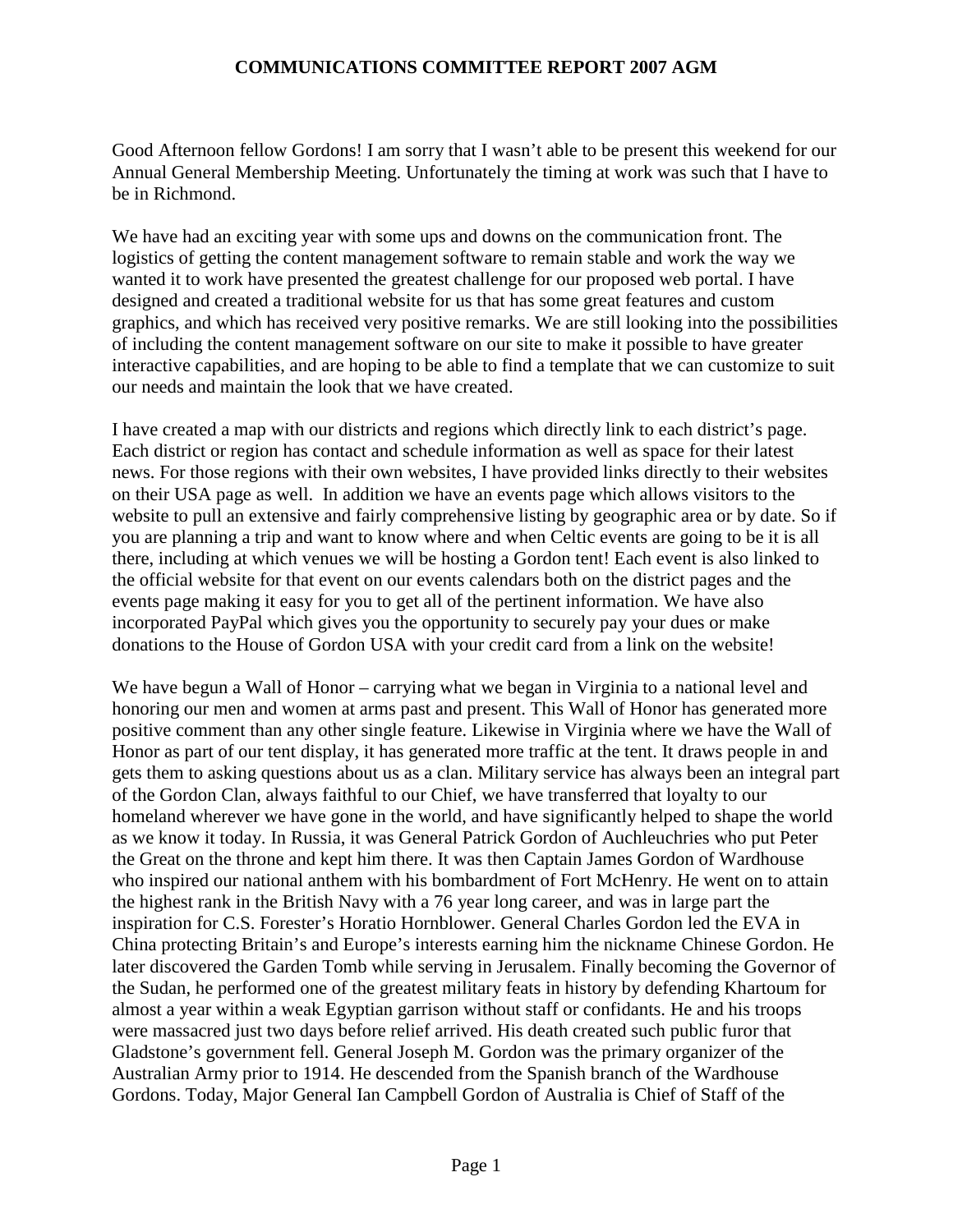# COMMUNICATIONS COMMITTEE REPORT 2007 AGM

Good Afternoon fellow Gordons! I am sorry that I wasn't able to be present this weekend for our Annual General Membership Meeting. Unfortunately the timing at work was such that I have to be in Richmond.

We have had an exciting year with some ups and downs on the communication front. The logistics of getting the content management software to remain stable and work the way we wanted it to work have presented the greatest challenge for our proposed web portal. I have designed and created a traditional website for us that has some great features and custom graphics, and which has received very positive remarks. We are still looking into the possibilities of including the content management software on our site to make it possible to have greater interactive capabilities, and are hoping to be able to find a template that we can customize to suit our needs and maintain the look that we have created.

I have created a map with our districts and regions which directly link to each district's page. Each district or region has contact and schedule information as well as space for their latest news. For those regions with their own websites, I have provided links directly to their websites on their USA page as well. In addition we have an events page which allows visitors to the website to pull an extensive and fairly comprehensive listing by geographic area or by date. So if you are planning a trip and want to know where and when Celtic events are going to be it is all there, including at which venues we will be hosting a Gordon tent! Each event is also linked to the official website for that event on our events calendars both on the district pages and the events page making it easy for you to get all of the pertinent information. We have also incorporated PayPal which gives you the opportunity to securely pay your dues or make donations to the House of Gordon USA with your credit card from a link on the website!

We have begun a Wall of Honor – carrying what we began in Virginia to a national level and honoring our men and women at arms past and present. This Wall of Honor has generated more positive comment than any other single feature. Likewise in Virginia where we have the Wall of Honor as part of our tent display, it has generated more traffic at the tent. It draws people in and gets them to asking questions about us as a clan. Military service has always been an integral part of the Gordon Clan, always faithful to our Chief, we have transferred that loyalty to our homeland wherever we have gone in the world, and have significantly helped to shape the world as we know it today. In Russia, it was General Patrick Gordon of Auchleuchries who put Peter the Great on the throne and kept him there. It was then Captain James Gordon of Wardhouse who inspired our national anthem with his bombardment of Fort McHenry. He went on to attain the highest rank in the British Navy with a 76 year long career, and was in large part the inspiration for C.S. Forester's Horatio Hornblower. General Charles Gordon led the EVA in China protecting Britain's and Europe's interests earning him the nickname Chinese Gordon. He later discovered the Garden Tomb while serving in Jerusalem. Finally becoming the Governor of the Sudan, he performed one of the greatest military feats in history by defending Khartoum for almost a year within a weak Egyptian garrison without staff or confidants. He and his troops were massacred just two days before relief arrived. His death created such public furor that Gladstone's government fell. General Joseph M. Gordon was the primary organizer of the Australian Army prior to 1914. He descended from the Spanish branch of the Wardhouse Gordons. Today, Major General Ian Campbell Gordon of Australia is Chief of Staff of the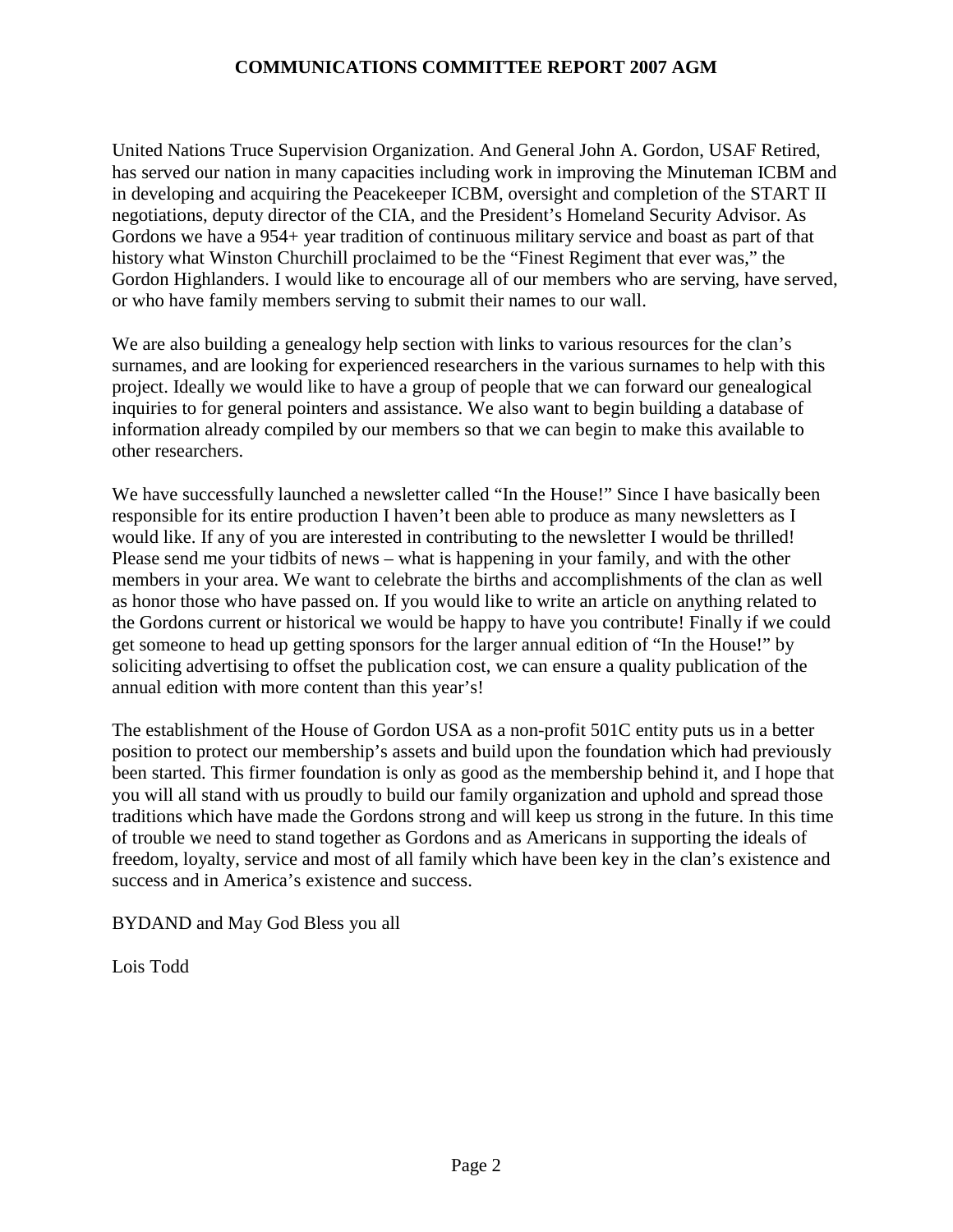United Nations Truce Supervision Organization. And General John A. Gordon, USAF Retired, has served our nation in many capacities including work in improving the Minuteman ICBM and in developing and acquiring the Peacekeeper ICBM, oversight and completion of the START II negotiations, deputy director of the CIA, and the President's Homeland Security Advisor. As Gordons we have a 954+ year tradition of continuous military service and boast as part of that history what Winston Churchill proclaimed to be the "Finest Regiment that ever was," the Gordon Highlanders. I would like to encourage all of our members who are serving, have served, or who have family members serving to submit their names to our wall.

We are also building a genealogy help section with links to various resources for the clan's surnames, and are looking for experienced researchers in the various surnames to help with this project. Ideally we would like to have a group of people that we can forward our genealogical inquiries to for general pointers and assistance. We also want to begin building a database of information already compiled by our members so that we can begin to make this available to other researchers.

We have successfully launched a newsletter called "In the House!" Since I have basically been responsible for its entire production I haven't been able to produce as many newsletters as I would like. If any of you are interested in contributing to the newsletter I would be thrilled! Please send me your tidbits of news – what is happening in your family, and with the other members in your area. We want to celebrate the births and accomplishments of the clan as well as honor those who have passed on. If you would like to write an article on anything related to the Gordons current or historical we would be happy to have you contribute! Finally if we could get someone to head up getting sponsors for the larger annual edition of "In the House!" by soliciting advertising to offset the publication cost, we can ensure a quality publication of the annual edition with more content than this year's!

The establishment of the House of Gordon USA as a non-profit 501C entity puts us in a better position to protect our membership's assets and build upon the foundation which had previously been started. This firmer foundation is only as good as the membership behind it, and I hope that you will all stand with us proudly to build our family organization and uphold and spread those traditions which have made the Gordons strong and will keep us strong in the future. In this time of trouble we need to stand together as Gordons and as Americans in supporting the ideals of freedom, loyalty, service and most of all family which have been key in the clan's existence and success and in America's existence and success.

BYDAND and May God Bless you all

Lois Todd